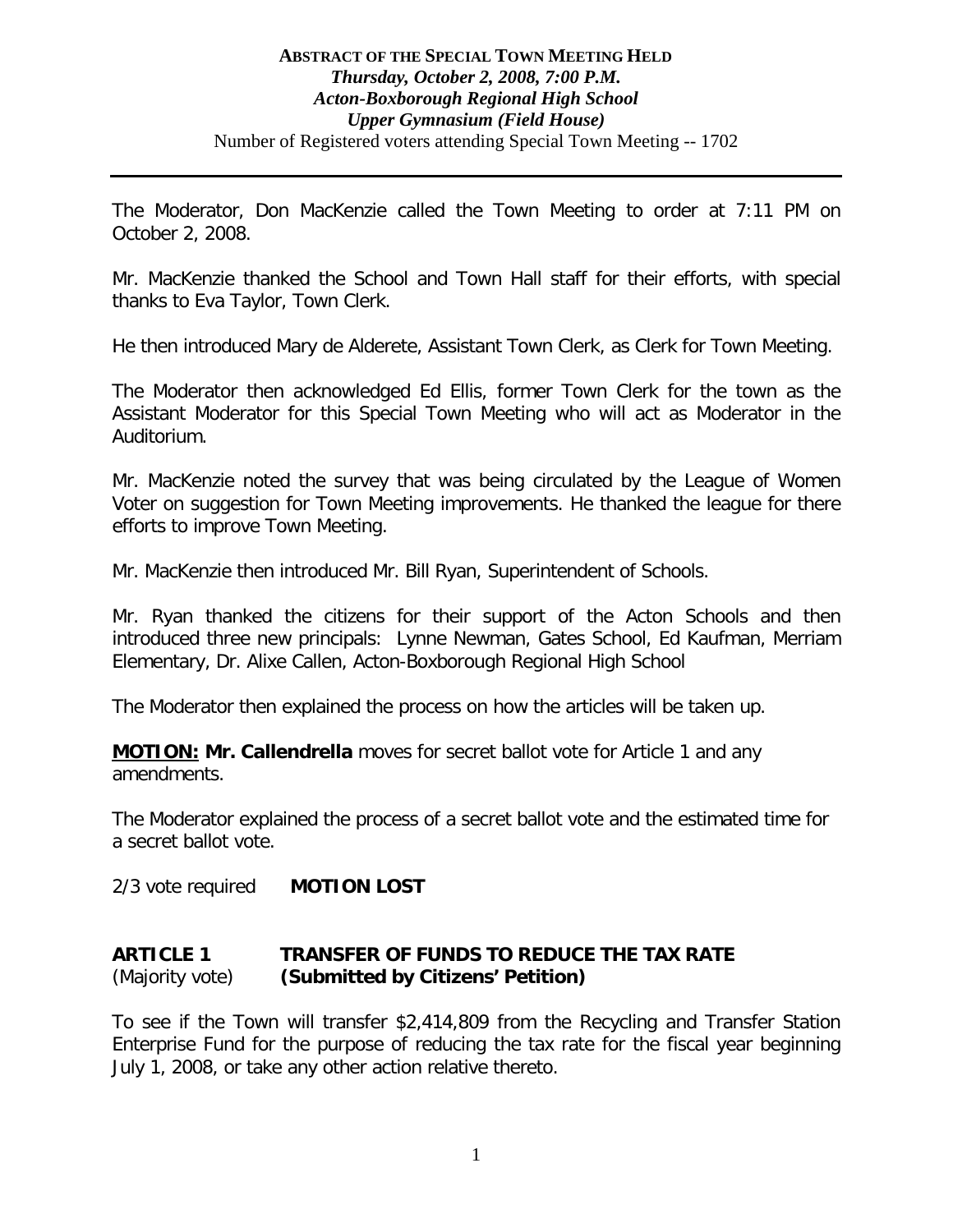**ABSTRACT OF THE SPECIAL TOWN MEETING HELD**
***Thursday, October 2, 2008, 7:00 P.M.***
***Acton-Boxborough Regional High School***
***Upper Gymnasium (Field House)***
Number of Registered voters attending Special Town Meeting -- 1702

---

The Moderator, Don MacKenzie called the Town Meeting to order at 7:11 PM on October 2, 2008.

Mr. MacKenzie thanked the School and Town Hall staff for their efforts, with special thanks to Eva Taylor, Town Clerk.

He then introduced Mary de Alderete, Assistant Town Clerk, as Clerk for Town Meeting.

The Moderator then acknowledged Ed Ellis, former Town Clerk for the town as the Assistant Moderator for this Special Town Meeting who will act as Moderator in the Auditorium.

Mr. MacKenzie noted the survey that was being circulated by the League of Women Voter on suggestion for Town Meeting improvements. He thanked the league for there efforts to improve Town Meeting.

Mr. MacKenzie then introduced Mr. Bill Ryan, Superintendent of Schools.

Mr. Ryan thanked the citizens for their support of the Acton Schools and then introduced three new principals: Lynne Newman, Gates School, Ed Kaufman, Merriam Elementary, Dr. Alixe Callen, Acton-Boxborough Regional High School

The Moderator then explained the process on how the articles will be taken up.

**MOTION: Mr. Callendrella** moves for secret ballot vote for Article 1 and any amendments.

The Moderator explained the process of a secret ballot vote and the estimated time for a secret ballot vote.

2/3 vote required **MOTION LOST**

**ARTICLE 1 TRANSFER OF FUNDS TO REDUCE THE TAX RATE**
(Majority vote) **(Submitted by Citizens' Petition)**

To see if the Town will transfer $2,414,809 from the Recycling and Transfer Station Enterprise Fund for the purpose of reducing the tax rate for the fiscal year beginning July 1, 2008, or take any other action relative thereto.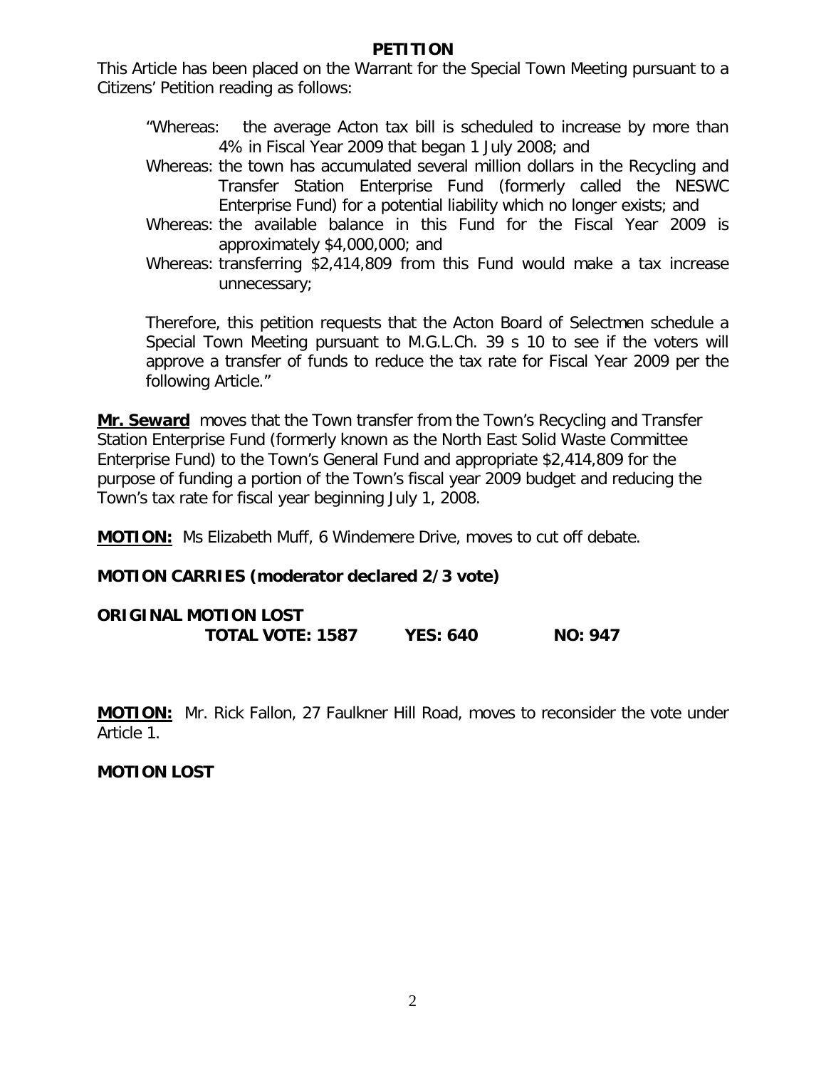## PETITION

This Article has been placed on the Warrant for the Special Town Meeting pursuant to a Citizens' Petition reading as follows:

> "Whereas: the average Acton tax bill is scheduled to increase by more than 4% in Fiscal Year 2009 that began 1 July 2008; and
>
> Whereas: the town has accumulated several million dollars in the Recycling and Transfer Station Enterprise Fund (formerly called the NESWC Enterprise Fund) for a potential liability which no longer exists; and
>
> Whereas: the available balance in this Fund for the Fiscal Year 2009 is approximately $4,000,000; and
>
> Whereas: transferring $2,414,809 from this Fund would make a tax increase unnecessary;
>
> Therefore, this petition requests that the Acton Board of Selectmen schedule a Special Town Meeting pursuant to M.G.L.Ch. 39 s 10 to see if the voters will approve a transfer of funds to reduce the tax rate for Fiscal Year 2009 per the following Article."

**Mr. Seward** moves that the Town transfer from the Town's Recycling and Transfer Station Enterprise Fund (formerly known as the North East Solid Waste Committee Enterprise Fund) to the Town's General Fund and appropriate $2,414,809 for the purpose of funding a portion of the Town's fiscal year 2009 budget and reducing the Town's tax rate for fiscal year beginning July 1, 2008.

**MOTION:** Ms Elizabeth Muff, 6 Windemere Drive, moves to cut off debate.

**MOTION CARRIES (moderator declared 2/3 vote)**

**ORIGINAL MOTION LOST**

**TOTAL VOTE: 1587 YES: 640 NO: 947**

**MOTION:** Mr. Rick Fallon, 27 Faulkner Hill Road, moves to reconsider the vote under Article 1.

**MOTION LOST**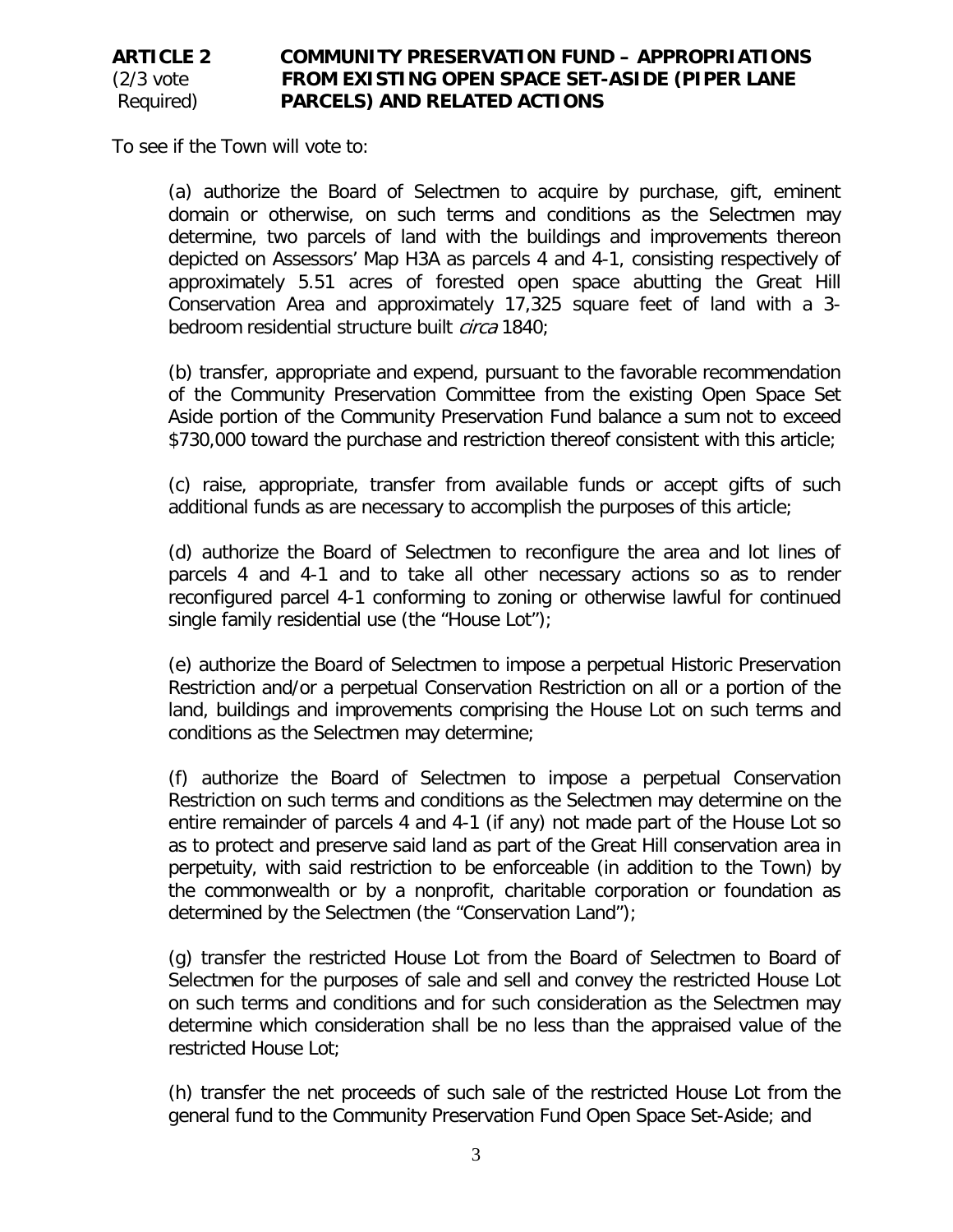**ARTICLE 2** (2/3 vote Required) **COMMUNITY PRESERVATION FUND – APPROPRIATIONS FROM EXISTING OPEN SPACE SET-ASIDE (PIPER LANE PARCELS) AND RELATED ACTIONS**

To see if the Town will vote to:

(a) authorize the Board of Selectmen to acquire by purchase, gift, eminent domain or otherwise, on such terms and conditions as the Selectmen may determine, two parcels of land with the buildings and improvements thereon depicted on Assessors' Map H3A as parcels 4 and 4-1, consisting respectively of approximately 5.51 acres of forested open space abutting the Great Hill Conservation Area and approximately 17,325 square feet of land with a 3-bedroom residential structure built *circa* 1840;

(b) transfer, appropriate and expend, pursuant to the favorable recommendation of the Community Preservation Committee from the existing Open Space Set Aside portion of the Community Preservation Fund balance a sum not to exceed $730,000 toward the purchase and restriction thereof consistent with this article;

(c) raise, appropriate, transfer from available funds or accept gifts of such additional funds as are necessary to accomplish the purposes of this article;

(d) authorize the Board of Selectmen to reconfigure the area and lot lines of parcels 4 and 4-1 and to take all other necessary actions so as to render reconfigured parcel 4-1 conforming to zoning or otherwise lawful for continued single family residential use (the "House Lot");

(e) authorize the Board of Selectmen to impose a perpetual Historic Preservation Restriction and/or a perpetual Conservation Restriction on all or a portion of the land, buildings and improvements comprising the House Lot on such terms and conditions as the Selectmen may determine;

(f) authorize the Board of Selectmen to impose a perpetual Conservation Restriction on such terms and conditions as the Selectmen may determine on the entire remainder of parcels 4 and 4-1 (if any) not made part of the House Lot so as to protect and preserve said land as part of the Great Hill conservation area in perpetuity, with said restriction to be enforceable (in addition to the Town) by the commonwealth or by a nonprofit, charitable corporation or foundation as determined by the Selectmen (the "Conservation Land");

(g) transfer the restricted House Lot from the Board of Selectmen to Board of Selectmen for the purposes of sale and sell and convey the restricted House Lot on such terms and conditions and for such consideration as the Selectmen may determine which consideration shall be no less than the appraised value of the restricted House Lot;

(h) transfer the net proceeds of such sale of the restricted House Lot from the general fund to the Community Preservation Fund Open Space Set-Aside; and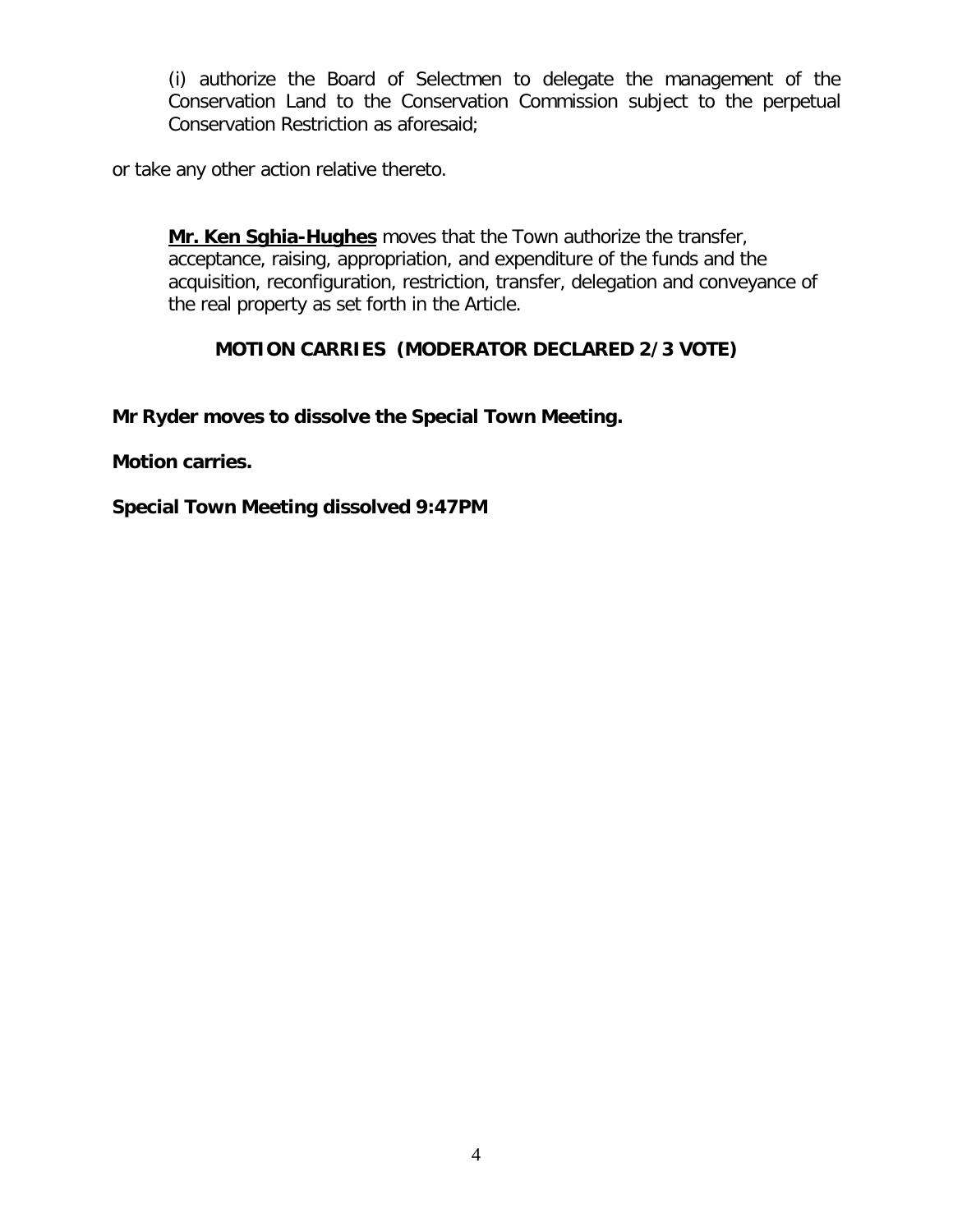(i) authorize the Board of Selectmen to delegate the management of the Conservation Land to the Conservation Commission subject to the perpetual Conservation Restriction as aforesaid;

or take any other action relative thereto.

**Mr. Ken Sghia-Hughes** moves that the Town authorize the transfer, acceptance, raising, appropriation, and expenditure of the funds and the acquisition, reconfiguration, restriction, transfer, delegation and conveyance of the real property as set forth in the Article.

**MOTION CARRIES (MODERATOR DECLARED 2/3 VOTE)**

**Mr Ryder moves to dissolve the Special Town Meeting.**

**Motion carries.**

**Special Town Meeting dissolved 9:47PM**